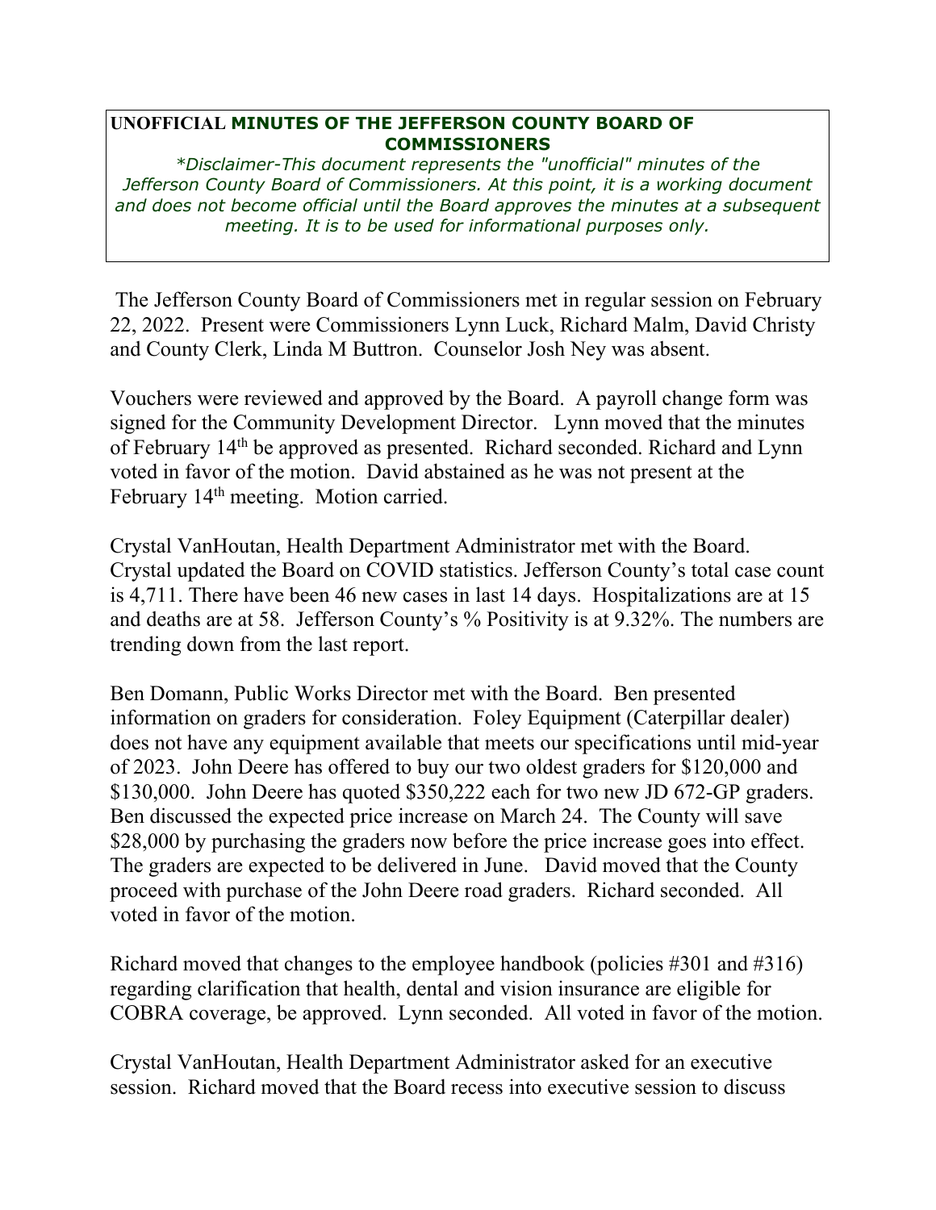**UNOFFICIAL MINUTES OF THE JEFFERSON COUNTY BOARD OF COMMISSIONERS**

*\*Disclaimer-This document represents the "unofficial" minutes of the Jefferson County Board of Commissioners. At this point, it is a working document and does not become official until the Board approves the minutes at a subsequent meeting. It is to be used for informational purposes only.*

The Jefferson County Board of Commissioners met in regular session on February 22, 2022. Present were Commissioners Lynn Luck, Richard Malm, David Christy and County Clerk, Linda M Buttron. Counselor Josh Ney was absent.

Vouchers were reviewed and approved by the Board. A payroll change form was signed for the Community Development Director. Lynn moved that the minutes of February 14th be approved as presented. Richard seconded. Richard and Lynn voted in favor of the motion. David abstained as he was not present at the February 14th meeting. Motion carried.

Crystal VanHoutan, Health Department Administrator met with the Board. Crystal updated the Board on COVID statistics. Jefferson County's total case count is 4,711. There have been 46 new cases in last 14 days. Hospitalizations are at 15 and deaths are at 58. Jefferson County's % Positivity is at 9.32%. The numbers are trending down from the last report.

Ben Domann, Public Works Director met with the Board. Ben presented information on graders for consideration. Foley Equipment (Caterpillar dealer) does not have any equipment available that meets our specifications until mid-year of 2023. John Deere has offered to buy our two oldest graders for $120,000 and $130,000. John Deere has quoted $350,222 each for two new JD 672-GP graders. Ben discussed the expected price increase on March 24. The County will save $28,000 by purchasing the graders now before the price increase goes into effect. The graders are expected to be delivered in June. David moved that the County proceed with purchase of the John Deere road graders. Richard seconded. All voted in favor of the motion.

Richard moved that changes to the employee handbook (policies #301 and #316) regarding clarification that health, dental and vision insurance are eligible for COBRA coverage, be approved. Lynn seconded. All voted in favor of the motion.

Crystal VanHoutan, Health Department Administrator asked for an executive session. Richard moved that the Board recess into executive session to discuss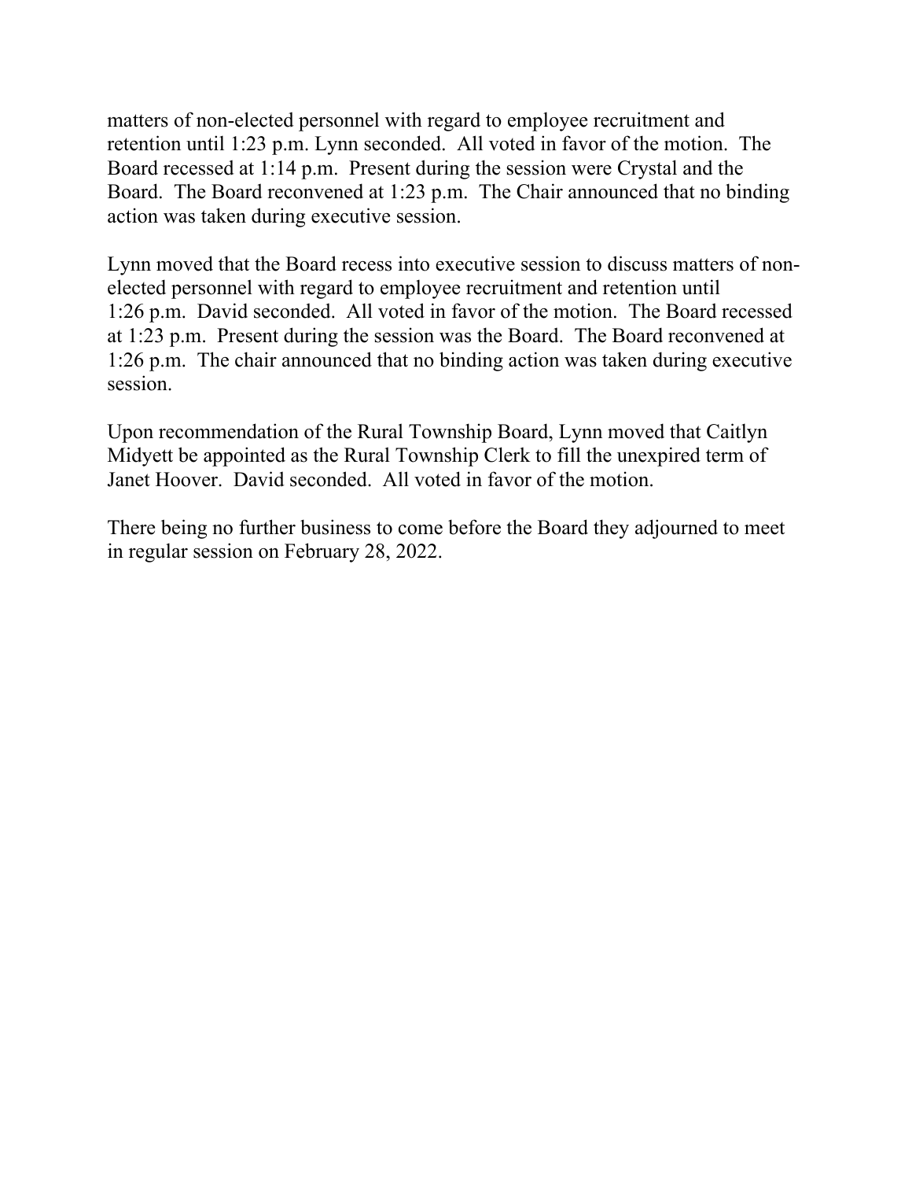matters of non-elected personnel with regard to employee recruitment and retention until 1:23 p.m. Lynn seconded. All voted in favor of the motion. The Board recessed at 1:14 p.m. Present during the session were Crystal and the Board. The Board reconvened at 1:23 p.m. The Chair announced that no binding action was taken during executive session.

Lynn moved that the Board recess into executive session to discuss matters of non-elected personnel with regard to employee recruitment and retention until 1:26 p.m. David seconded. All voted in favor of the motion. The Board recessed at 1:23 p.m. Present during the session was the Board. The Board reconvened at 1:26 p.m. The chair announced that no binding action was taken during executive session.

Upon recommendation of the Rural Township Board, Lynn moved that Caitlyn Midyett be appointed as the Rural Township Clerk to fill the unexpired term of Janet Hoover. David seconded. All voted in favor of the motion.

There being no further business to come before the Board they adjourned to meet in regular session on February 28, 2022.